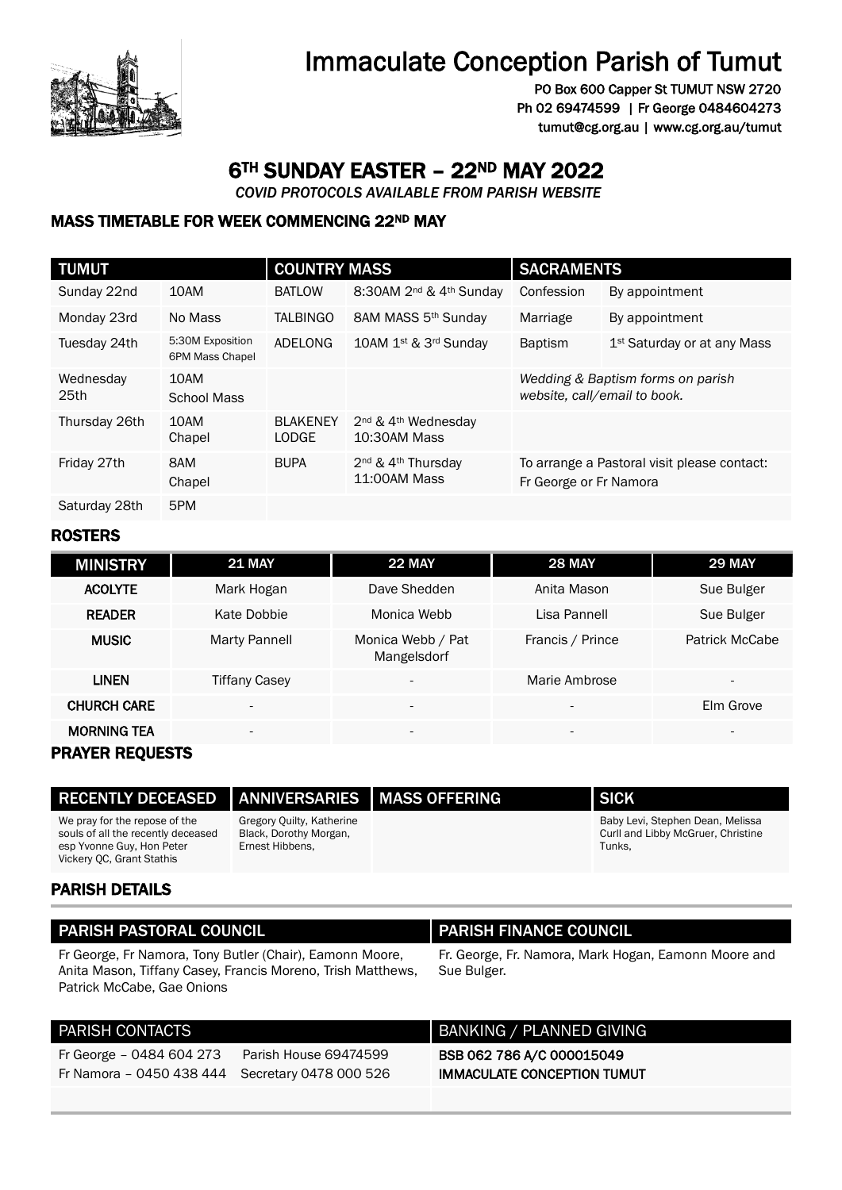# Immaculate Conception Parish of Tumut

PO Box 600 Capper St TUMUT NSW 2720
Ph 02 69474599 | Fr George 0484604273
tumut@cg.org.au | www.cg.org.au/tumut

## 6TH SUNDAY EASTER – 22ND MAY 2022

*COVID PROTOCOLS AVAILABLE FROM PARISH WEBSITE*

### MASS TIMETABLE FOR WEEK COMMENCING 22ND MAY

| TUMUT | | COUNTRY MASS | | SACRAMENTS | |
|---|---|---|---|---|---|
| Sunday 22nd | 10AM | BATLOW | 8:30AM 2nd & 4th Sunday | Confession | By appointment |
| Monday 23rd | No Mass | TALBINGO | 8AM MASS 5th Sunday | Marriage | By appointment |
| Tuesday 24th | 5:30M Exposition 6PM Mass Chapel | ADELONG | 10AM 1st & 3rd Sunday | Baptism | 1st Saturday or at any Mass |
| Wednesday 25th | 10AM School Mass | | | *Wedding & Baptism forms on parish website, call/email to book.* | |
| Thursday 26th | 10AM Chapel | BLAKENEY LODGE | 2nd & 4th Wednesday 10:30AM Mass | | |
| Friday 27th | 8AM Chapel | BUPA | 2nd & 4th Thursday 11:00AM Mass | To arrange a Pastoral visit please contact: Fr George or Fr Namora | |
| Saturday 28th | 5PM | | | | |

### ROSTERS

| MINISTRY | 21 MAY | 22 MAY | 28 MAY | 29 MAY |
|---|---|---|---|---|
| ACOLYTE | Mark Hogan | Dave Shedden | Anita Mason | Sue Bulger |
| READER | Kate Dobbie | Monica Webb | Lisa Pannell | Sue Bulger |
| MUSIC | Marty Pannell | Monica Webb / Pat Mangelsdorf | Francis / Prince | Patrick McCabe |
| LINEN | Tiffany Casey | - | Marie Ambrose | - |
| CHURCH CARE | - | - | - | Elm Grove |
| MORNING TEA | - | - | - | - |

### PRAYER REQUESTS

| RECENTLY DECEASED | ANNIVERSARIES | MASS OFFERING | SICK |
|---|---|---|---|
| We pray for the repose of the souls of all the recently deceased esp Yvonne Guy, Hon Peter Vickery QC, Grant Stathis | Gregory Quilty, Katherine Black, Dorothy Morgan, Ernest Hibbens, | | Baby Levi, Stephen Dean, Melissa Curll and Libby McGruer, Christine Tunks, |

### PARISH DETAILS

| PARISH PASTORAL COUNCIL | PARISH FINANCE COUNCIL |
|---|---|
| Fr George, Fr Namora, Tony Butler (Chair), Eamonn Moore, Anita Mason, Tiffany Casey, Francis Moreno, Trish Matthews, Patrick McCabe, Gae Onions | Fr. George, Fr. Namora, Mark Hogan, Eamonn Moore and Sue Bulger. |

| PARISH CONTACTS | | BANKING / PLANNED GIVING |
|---|---|---|
| Fr George – 0484 604 273 | Parish House 69474599 | **BSB 062 786 A/C 000015049** |
| Fr Namora – 0450 438 444 | Secretary 0478 000 526 | **IMMACULATE CONCEPTION TUMUT** |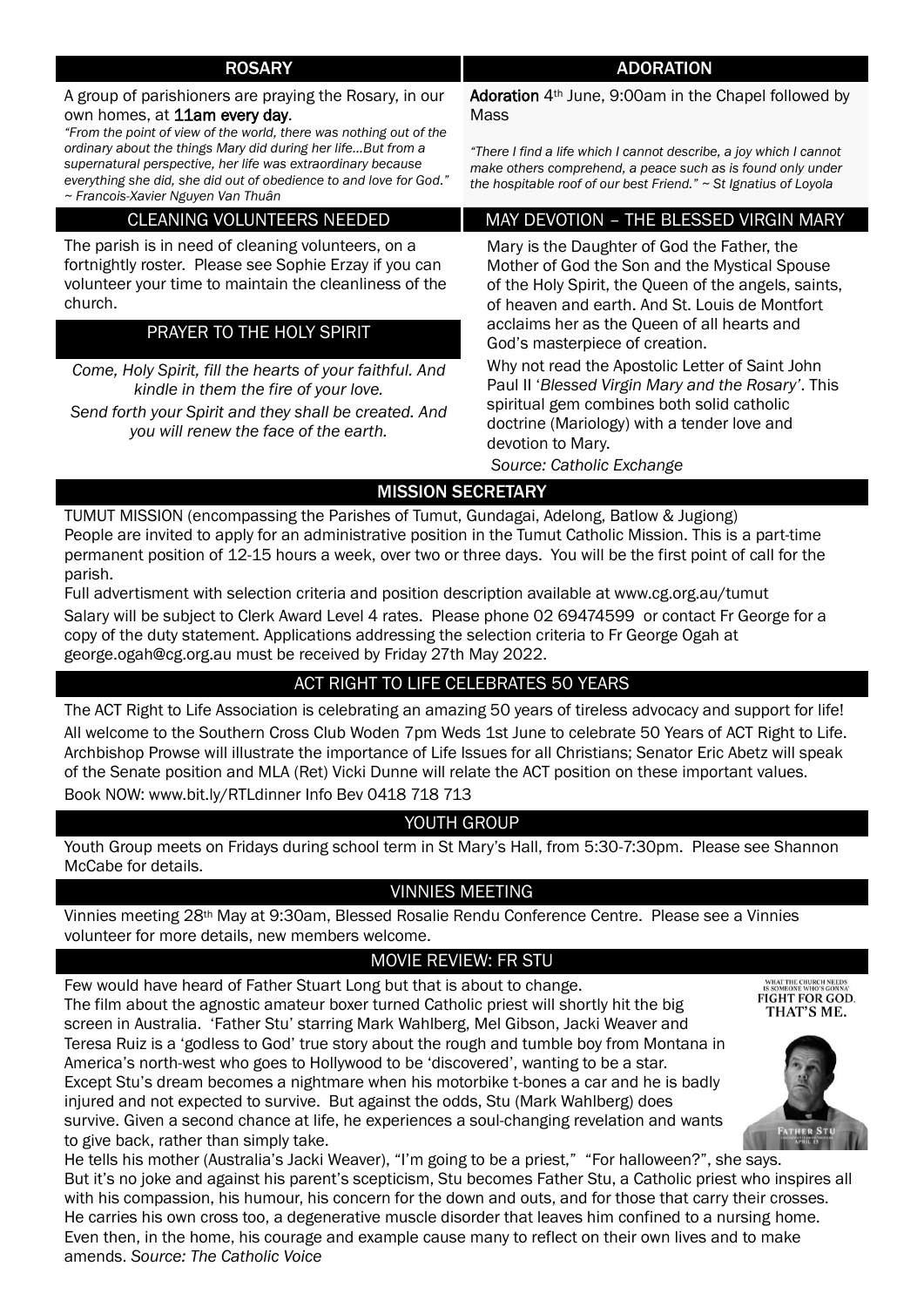## ROSARY

A group of parishioners are praying the Rosary, in our own homes, at **11am every day**.

*"From the point of view of the world, there was nothing out of the ordinary about the things Mary did during her life...But from a supernatural perspective, her life was extraordinary because everything she did, she did out of obedience to and love for God." ~ Francois-Xavier Nguyen Van Thuân*

## CLEANING VOLUNTEERS NEEDED

The parish is in need of cleaning volunteers, on a fortnightly roster. Please see Sophie Erzay if you can volunteer your time to maintain the cleanliness of the church.

## PRAYER TO THE HOLY SPIRIT

*Come, Holy Spirit, fill the hearts of your faithful. And kindle in them the fire of your love.*

*Send forth your Spirit and they shall be created. And you will renew the face of the earth.*

## ADORATION

**Adoration** 4th June, 9:00am in the Chapel followed by Mass

*"There I find a life which I cannot describe, a joy which I cannot make others comprehend, a peace such as is found only under the hospitable roof of our best Friend." ~ St Ignatius of Loyola*

## MAY DEVOTION – THE BLESSED VIRGIN MARY

Mary is the Daughter of God the Father, the Mother of God the Son and the Mystical Spouse of the Holy Spirit, the Queen of the angels, saints, of heaven and earth. And St. Louis de Montfort acclaims her as the Queen of all hearts and God's masterpiece of creation.

Why not read the Apostolic Letter of Saint John Paul II '*Blessed Virgin Mary and the Rosary*'. This spiritual gem combines both solid catholic doctrine (Mariology) with a tender love and devotion to Mary.

*Source: Catholic Exchange*

## MISSION SECRETARY

TUMUT MISSION (encompassing the Parishes of Tumut, Gundagai, Adelong, Batlow & Jugiong)

People are invited to apply for an administrative position in the Tumut Catholic Mission. This is a part-time permanent position of 12-15 hours a week, over two or three days. You will be the first point of call for the parish.

Full advertisment with selection criteria and position description available at www.cg.org.au/tumut

Salary will be subject to Clerk Award Level 4 rates. Please phone 02 69474599 or contact Fr George for a copy of the duty statement. Applications addressing the selection criteria to Fr George Ogah at george.ogah@cg.org.au must be received by Friday 27th May 2022.

## ACT RIGHT TO LIFE CELEBRATES 50 YEARS

The ACT Right to Life Association is celebrating an amazing 50 years of tireless advocacy and support for life!

All welcome to the Southern Cross Club Woden 7pm Weds 1st June to celebrate 50 Years of ACT Right to Life. Archbishop Prowse will illustrate the importance of Life Issues for all Christians; Senator Eric Abetz will speak of the Senate position and MLA (Ret) Vicki Dunne will relate the ACT position on these important values.

Book NOW: www.bit.ly/RTLdinner Info Bev 0418 718 713

## YOUTH GROUP

Youth Group meets on Fridays during school term in St Mary's Hall, from 5:30-7:30pm. Please see Shannon McCabe for details.

## VINNIES MEETING

Vinnies meeting 28th May at 9:30am, Blessed Rosalie Rendu Conference Centre. Please see a Vinnies volunteer for more details, new members welcome.

## MOVIE REVIEW: FR STU

Few would have heard of Father Stuart Long but that is about to change.

The film about the agnostic amateur boxer turned Catholic priest will shortly hit the big screen in Australia. 'Father Stu' starring Mark Wahlberg, Mel Gibson, Jacki Weaver and Teresa Ruiz is a 'godless to God' true story about the rough and tumble boy from Montana in America's north-west who goes to Hollywood to be 'discovered', wanting to be a star.

Except Stu's dream becomes a nightmare when his motorbike t-bones a car and he is badly injured and not expected to survive. But against the odds, Stu (Mark Wahlberg) does survive. Given a second chance at life, he experiences a soul-changing revelation and wants to give back, rather than simply take.

He tells his mother (Australia's Jacki Weaver), "I'm going to be a priest," "For halloween?", she says. But it's no joke and against his parent's scepticism, Stu becomes Father Stu, a Catholic priest who inspires all with his compassion, his humour, his concern for the down and outs, and for those that carry their crosses. He carries his own cross too, a degenerative muscle disorder that leaves him confined to a nursing home. Even then, in the home, his courage and example cause many to reflect on their own lives and to make amends. *Source: The Catholic Voice*